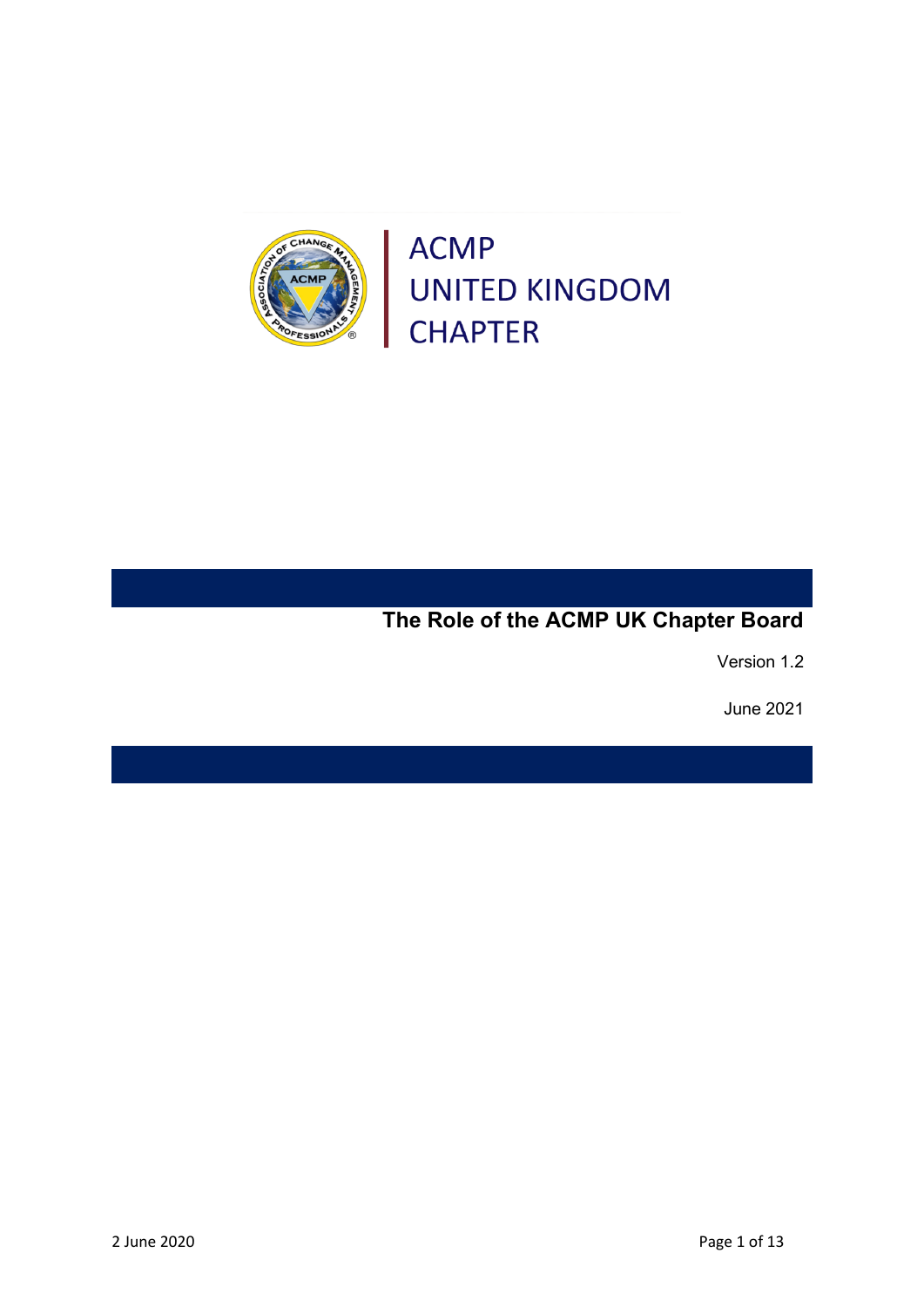ACMP
UNITED KINGDOM
CHAPTER

# The Role of the ACMP UK Chapter Board

Version 1.2

June 2021

2 June 2020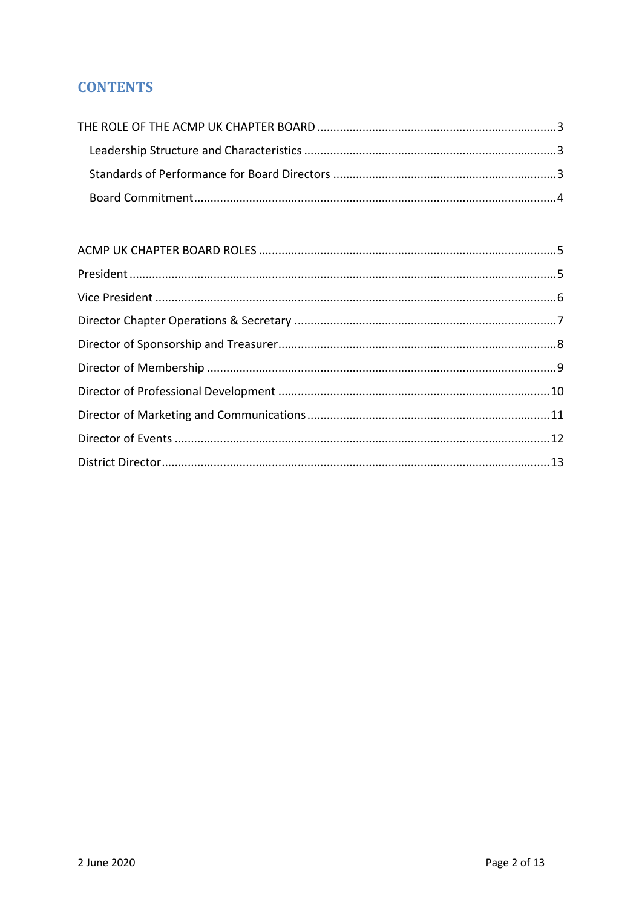# CONTENTS

THE ROLE OF THE ACMP UK CHAPTER BOARD ........................................................................ 3

- Leadership Structure and Characteristics ........................................................................ 3
- Standards of Performance for Board Directors ................................................................ 3
- Board Commitment............................................................................................................ 4

ACMP UK CHAPTER BOARD ROLES ...................................................................................... 5

President .................................................................................................................................. 5

Vice President .......................................................................................................................... 6

Director Chapter Operations & Secretary ................................................................................ 7

Director of Sponsorship and Treasurer..................................................................................... 8

Director of Membership ........................................................................................................... 9

Director of Professional Development .................................................................................... 10

Director of Marketing and Communications ........................................................................... 11

Director of Events .................................................................................................................... 12

District Director........................................................................................................................ 13

2 June 2020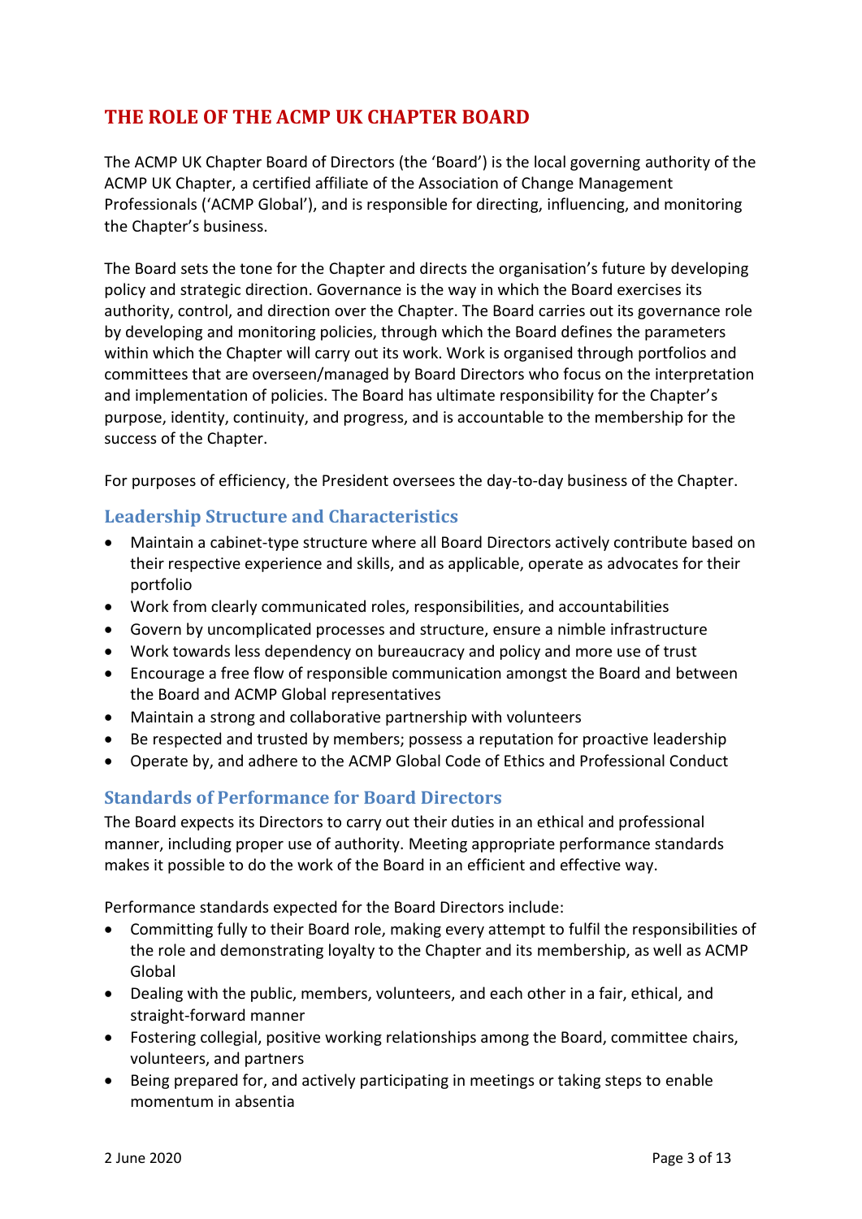# THE ROLE OF THE ACMP UK CHAPTER BOARD

The ACMP UK Chapter Board of Directors (the 'Board') is the local governing authority of the ACMP UK Chapter, a certified affiliate of the Association of Change Management Professionals ('ACMP Global'), and is responsible for directing, influencing, and monitoring the Chapter's business.

The Board sets the tone for the Chapter and directs the organisation's future by developing policy and strategic direction. Governance is the way in which the Board exercises its authority, control, and direction over the Chapter. The Board carries out its governance role by developing and monitoring policies, through which the Board defines the parameters within which the Chapter will carry out its work. Work is organised through portfolios and committees that are overseen/managed by Board Directors who focus on the interpretation and implementation of policies. The Board has ultimate responsibility for the Chapter's purpose, identity, continuity, and progress, and is accountable to the membership for the success of the Chapter.

For purposes of efficiency, the President oversees the day-to-day business of the Chapter.

## Leadership Structure and Characteristics

- Maintain a cabinet-type structure where all Board Directors actively contribute based on their respective experience and skills, and as applicable, operate as advocates for their portfolio
- Work from clearly communicated roles, responsibilities, and accountabilities
- Govern by uncomplicated processes and structure, ensure a nimble infrastructure
- Work towards less dependency on bureaucracy and policy and more use of trust
- Encourage a free flow of responsible communication amongst the Board and between the Board and ACMP Global representatives
- Maintain a strong and collaborative partnership with volunteers
- Be respected and trusted by members; possess a reputation for proactive leadership
- Operate by, and adhere to the ACMP Global Code of Ethics and Professional Conduct

## Standards of Performance for Board Directors

The Board expects its Directors to carry out their duties in an ethical and professional manner, including proper use of authority. Meeting appropriate performance standards makes it possible to do the work of the Board in an efficient and effective way.

Performance standards expected for the Board Directors include:

- Committing fully to their Board role, making every attempt to fulfil the responsibilities of the role and demonstrating loyalty to the Chapter and its membership, as well as ACMP Global
- Dealing with the public, members, volunteers, and each other in a fair, ethical, and straight-forward manner
- Fostering collegial, positive working relationships among the Board, committee chairs, volunteers, and partners
- Being prepared for, and actively participating in meetings or taking steps to enable momentum in absentia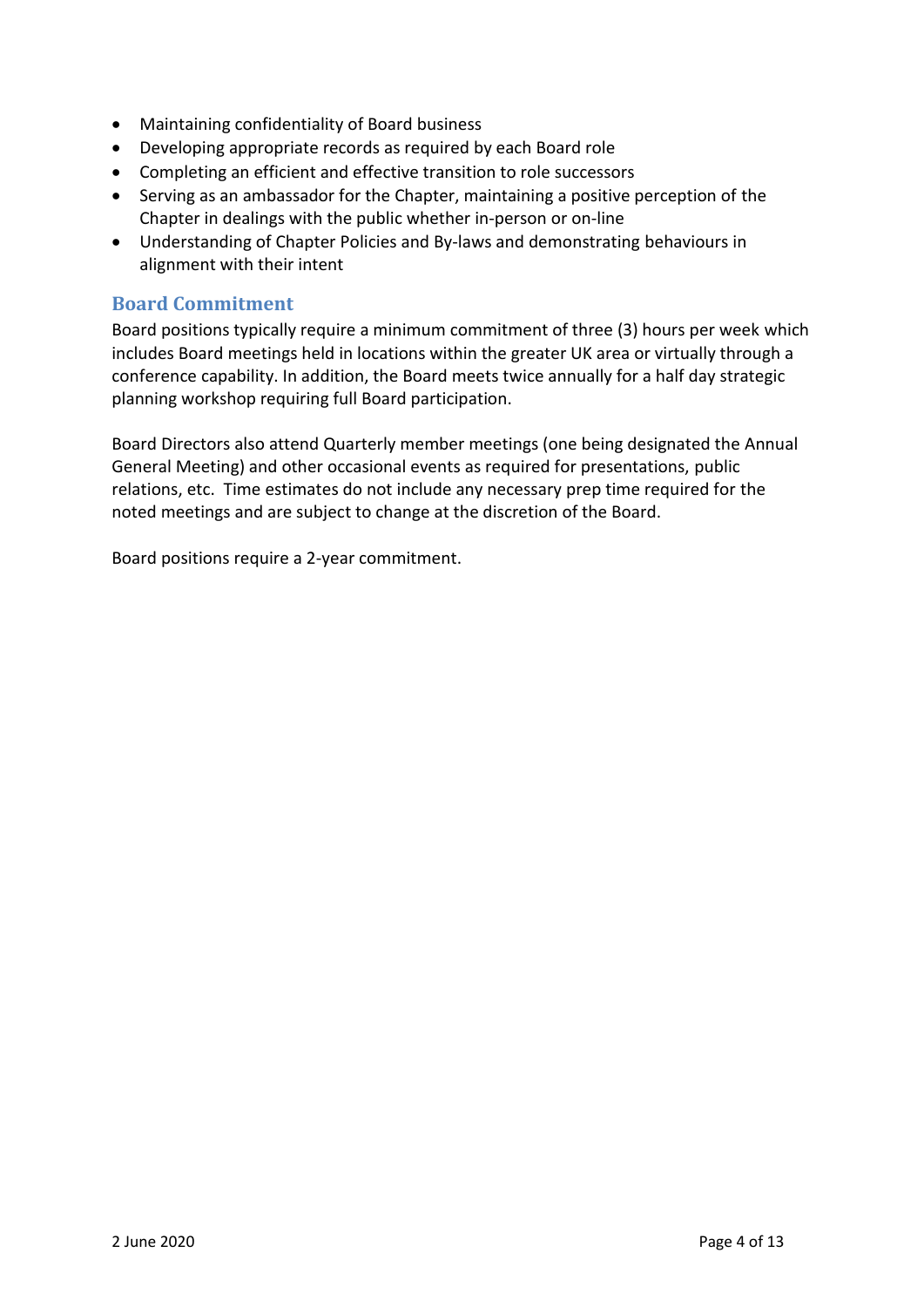- Maintaining confidentiality of Board business
- Developing appropriate records as required by each Board role
- Completing an efficient and effective transition to role successors
- Serving as an ambassador for the Chapter, maintaining a positive perception of the Chapter in dealings with the public whether in-person or on-line
- Understanding of Chapter Policies and By-laws and demonstrating behaviours in alignment with their intent

## Board Commitment

Board positions typically require a minimum commitment of three (3) hours per week which includes Board meetings held in locations within the greater UK area or virtually through a conference capability. In addition, the Board meets twice annually for a half day strategic planning workshop requiring full Board participation.

Board Directors also attend Quarterly member meetings (one being designated the Annual General Meeting) and other occasional events as required for presentations, public relations, etc. Time estimates do not include any necessary prep time required for the noted meetings and are subject to change at the discretion of the Board.

Board positions require a 2-year commitment.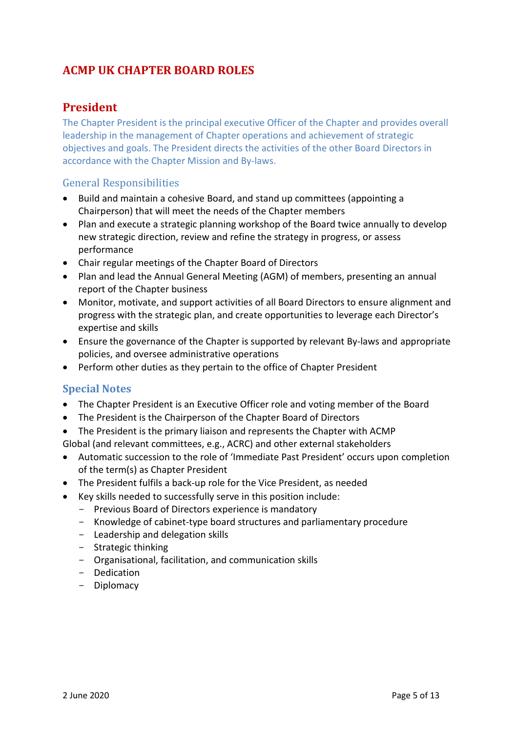# ACMP UK CHAPTER BOARD ROLES

## President

The Chapter President is the principal executive Officer of the Chapter and provides overall leadership in the management of Chapter operations and achievement of strategic objectives and goals. The President directs the activities of the other Board Directors in accordance with the Chapter Mission and By-laws.

### General Responsibilities

- Build and maintain a cohesive Board, and stand up committees (appointing a Chairperson) that will meet the needs of the Chapter members
- Plan and execute a strategic planning workshop of the Board twice annually to develop new strategic direction, review and refine the strategy in progress, or assess performance
- Chair regular meetings of the Chapter Board of Directors
- Plan and lead the Annual General Meeting (AGM) of members, presenting an annual report of the Chapter business
- Monitor, motivate, and support activities of all Board Directors to ensure alignment and progress with the strategic plan, and create opportunities to leverage each Director's expertise and skills
- Ensure the governance of the Chapter is supported by relevant By-laws and appropriate policies, and oversee administrative operations
- Perform other duties as they pertain to the office of Chapter President

### Special Notes

- The Chapter President is an Executive Officer role and voting member of the Board
- The President is the Chairperson of the Chapter Board of Directors
- The President is the primary liaison and represents the Chapter with ACMP Global (and relevant committees, e.g., ACRC) and other external stakeholders
- Automatic succession to the role of 'Immediate Past President' occurs upon completion of the term(s) as Chapter President
- The President fulfils a back-up role for the Vice President, as needed
- Key skills needed to successfully serve in this position include:
  - Previous Board of Directors experience is mandatory
  - Knowledge of cabinet-type board structures and parliamentary procedure
  - Leadership and delegation skills
  - Strategic thinking
  - Organisational, facilitation, and communication skills
  - Dedication
  - Diplomacy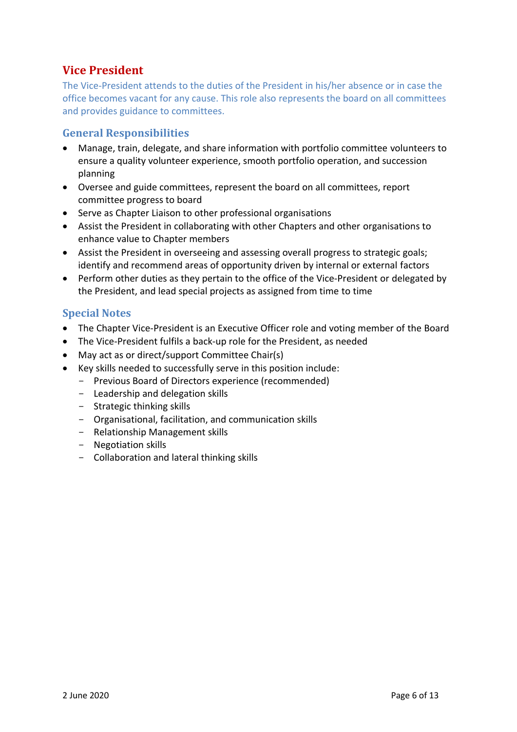## Vice President

The Vice-President attends to the duties of the President in his/her absence or in case the office becomes vacant for any cause. This role also represents the board on all committees and provides guidance to committees.

### General Responsibilities

- Manage, train, delegate, and share information with portfolio committee volunteers to ensure a quality volunteer experience, smooth portfolio operation, and succession planning
- Oversee and guide committees, represent the board on all committees, report committee progress to board
- Serve as Chapter Liaison to other professional organisations
- Assist the President in collaborating with other Chapters and other organisations to enhance value to Chapter members
- Assist the President in overseeing and assessing overall progress to strategic goals; identify and recommend areas of opportunity driven by internal or external factors
- Perform other duties as they pertain to the office of the Vice-President or delegated by the President, and lead special projects as assigned from time to time

### Special Notes

- The Chapter Vice-President is an Executive Officer role and voting member of the Board
- The Vice-President fulfils a back-up role for the President, as needed
- May act as or direct/support Committee Chair(s)
- Key skills needed to successfully serve in this position include:
  - Previous Board of Directors experience (recommended)
  - Leadership and delegation skills
  - Strategic thinking skills
  - Organisational, facilitation, and communication skills
  - Relationship Management skills
  - Negotiation skills
  - Collaboration and lateral thinking skills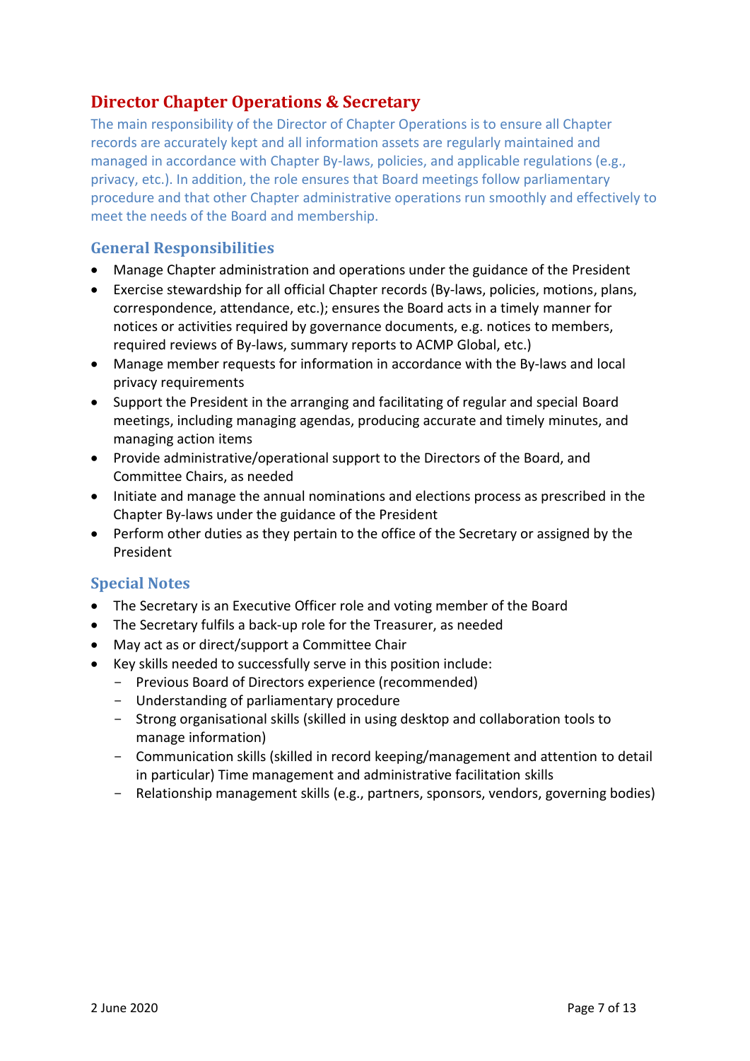## Director Chapter Operations & Secretary

The main responsibility of the Director of Chapter Operations is to ensure all Chapter records are accurately kept and all information assets are regularly maintained and managed in accordance with Chapter By-laws, policies, and applicable regulations (e.g., privacy, etc.). In addition, the role ensures that Board meetings follow parliamentary procedure and that other Chapter administrative operations run smoothly and effectively to meet the needs of the Board and membership.

### General Responsibilities

- Manage Chapter administration and operations under the guidance of the President
- Exercise stewardship for all official Chapter records (By-laws, policies, motions, plans, correspondence, attendance, etc.); ensures the Board acts in a timely manner for notices or activities required by governance documents, e.g. notices to members, required reviews of By-laws, summary reports to ACMP Global, etc.)
- Manage member requests for information in accordance with the By-laws and local privacy requirements
- Support the President in the arranging and facilitating of regular and special Board meetings, including managing agendas, producing accurate and timely minutes, and managing action items
- Provide administrative/operational support to the Directors of the Board, and Committee Chairs, as needed
- Initiate and manage the annual nominations and elections process as prescribed in the Chapter By-laws under the guidance of the President
- Perform other duties as they pertain to the office of the Secretary or assigned by the President

### Special Notes

- The Secretary is an Executive Officer role and voting member of the Board
- The Secretary fulfils a back-up role for the Treasurer, as needed
- May act as or direct/support a Committee Chair
- Key skills needed to successfully serve in this position include:
  - Previous Board of Directors experience (recommended)
  - Understanding of parliamentary procedure
  - Strong organisational skills (skilled in using desktop and collaboration tools to manage information)
  - Communication skills (skilled in record keeping/management and attention to detail in particular) Time management and administrative facilitation skills
  - Relationship management skills (e.g., partners, sponsors, vendors, governing bodies)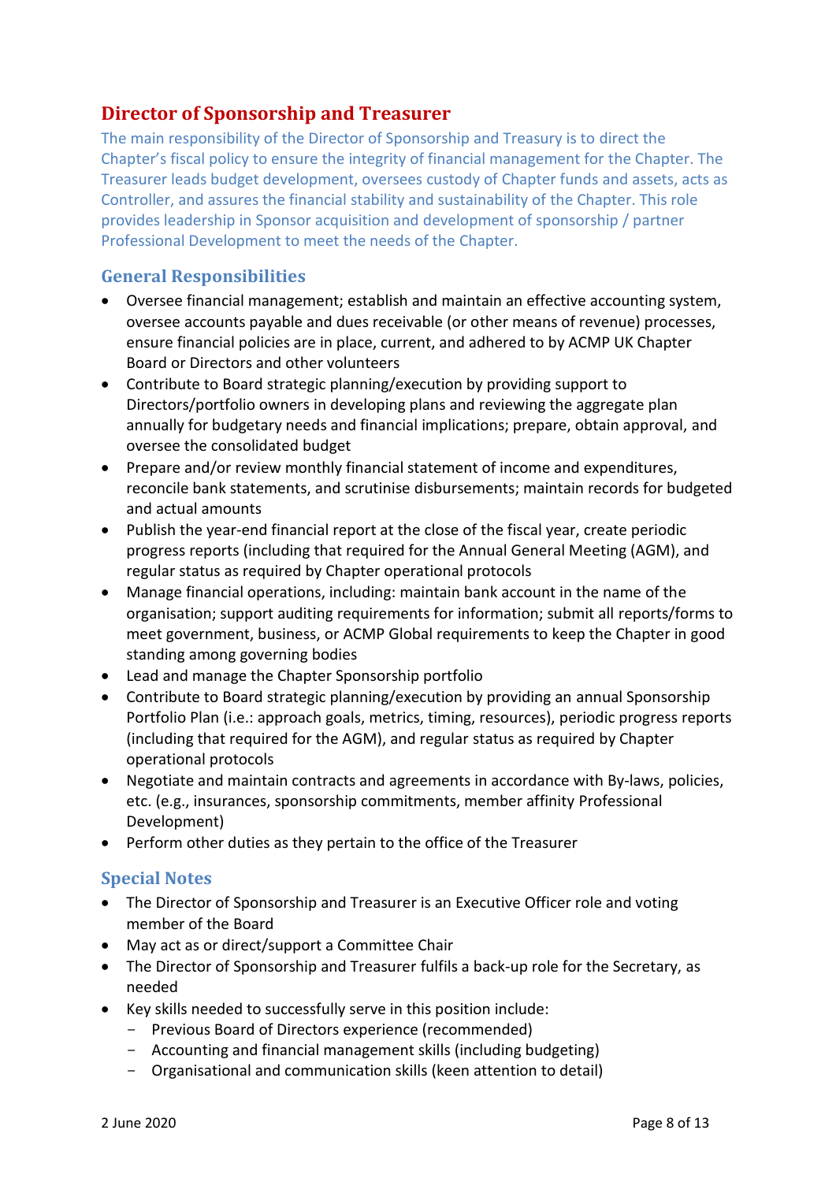## Director of Sponsorship and Treasurer

The main responsibility of the Director of Sponsorship and Treasury is to direct the Chapter's fiscal policy to ensure the integrity of financial management for the Chapter. The Treasurer leads budget development, oversees custody of Chapter funds and assets, acts as Controller, and assures the financial stability and sustainability of the Chapter. This role provides leadership in Sponsor acquisition and development of sponsorship / partner Professional Development to meet the needs of the Chapter.

### General Responsibilities

- Oversee financial management; establish and maintain an effective accounting system, oversee accounts payable and dues receivable (or other means of revenue) processes, ensure financial policies are in place, current, and adhered to by ACMP UK Chapter Board or Directors and other volunteers
- Contribute to Board strategic planning/execution by providing support to Directors/portfolio owners in developing plans and reviewing the aggregate plan annually for budgetary needs and financial implications; prepare, obtain approval, and oversee the consolidated budget
- Prepare and/or review monthly financial statement of income and expenditures, reconcile bank statements, and scrutinise disbursements; maintain records for budgeted and actual amounts
- Publish the year-end financial report at the close of the fiscal year, create periodic progress reports (including that required for the Annual General Meeting (AGM), and regular status as required by Chapter operational protocols
- Manage financial operations, including: maintain bank account in the name of the organisation; support auditing requirements for information; submit all reports/forms to meet government, business, or ACMP Global requirements to keep the Chapter in good standing among governing bodies
- Lead and manage the Chapter Sponsorship portfolio
- Contribute to Board strategic planning/execution by providing an annual Sponsorship Portfolio Plan (i.e.: approach goals, metrics, timing, resources), periodic progress reports (including that required for the AGM), and regular status as required by Chapter operational protocols
- Negotiate and maintain contracts and agreements in accordance with By-laws, policies, etc. (e.g., insurances, sponsorship commitments, member affinity Professional Development)
- Perform other duties as they pertain to the office of the Treasurer

### Special Notes

- The Director of Sponsorship and Treasurer is an Executive Officer role and voting member of the Board
- May act as or direct/support a Committee Chair
- The Director of Sponsorship and Treasurer fulfils a back-up role for the Secretary, as needed
- Key skills needed to successfully serve in this position include:
  - Previous Board of Directors experience (recommended)
  - Accounting and financial management skills (including budgeting)
  - Organisational and communication skills (keen attention to detail)

2 June 2020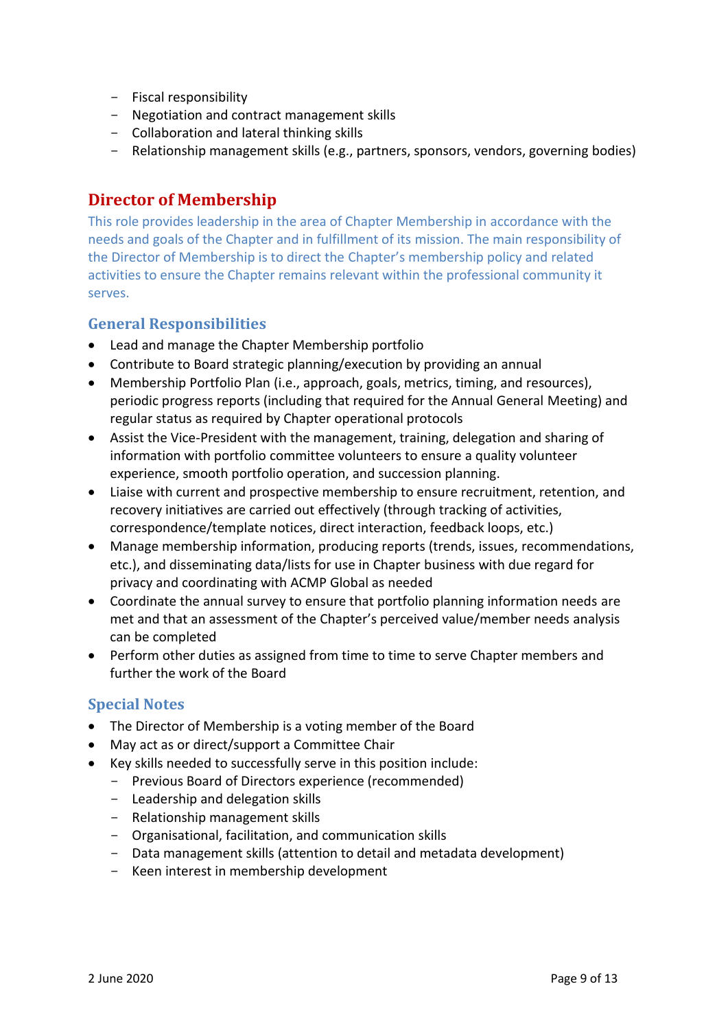- Fiscal responsibility
- Negotiation and contract management skills
- Collaboration and lateral thinking skills
- Relationship management skills (e.g., partners, sponsors, vendors, governing bodies)

## Director of Membership

This role provides leadership in the area of Chapter Membership in accordance with the needs and goals of the Chapter and in fulfillment of its mission. The main responsibility of the Director of Membership is to direct the Chapter's membership policy and related activities to ensure the Chapter remains relevant within the professional community it serves.

### General Responsibilities

- Lead and manage the Chapter Membership portfolio
- Contribute to Board strategic planning/execution by providing an annual
- Membership Portfolio Plan (i.e., approach, goals, metrics, timing, and resources), periodic progress reports (including that required for the Annual General Meeting) and regular status as required by Chapter operational protocols
- Assist the Vice-President with the management, training, delegation and sharing of information with portfolio committee volunteers to ensure a quality volunteer experience, smooth portfolio operation, and succession planning.
- Liaise with current and prospective membership to ensure recruitment, retention, and recovery initiatives are carried out effectively (through tracking of activities, correspondence/template notices, direct interaction, feedback loops, etc.)
- Manage membership information, producing reports (trends, issues, recommendations, etc.), and disseminating data/lists for use in Chapter business with due regard for privacy and coordinating with ACMP Global as needed
- Coordinate the annual survey to ensure that portfolio planning information needs are met and that an assessment of the Chapter's perceived value/member needs analysis can be completed
- Perform other duties as assigned from time to time to serve Chapter members and further the work of the Board

### Special Notes

- The Director of Membership is a voting member of the Board
- May act as or direct/support a Committee Chair
- Key skills needed to successfully serve in this position include:
  - Previous Board of Directors experience (recommended)
  - Leadership and delegation skills
  - Relationship management skills
  - Organisational, facilitation, and communication skills
  - Data management skills (attention to detail and metadata development)
  - Keen interest in membership development

2 June 2020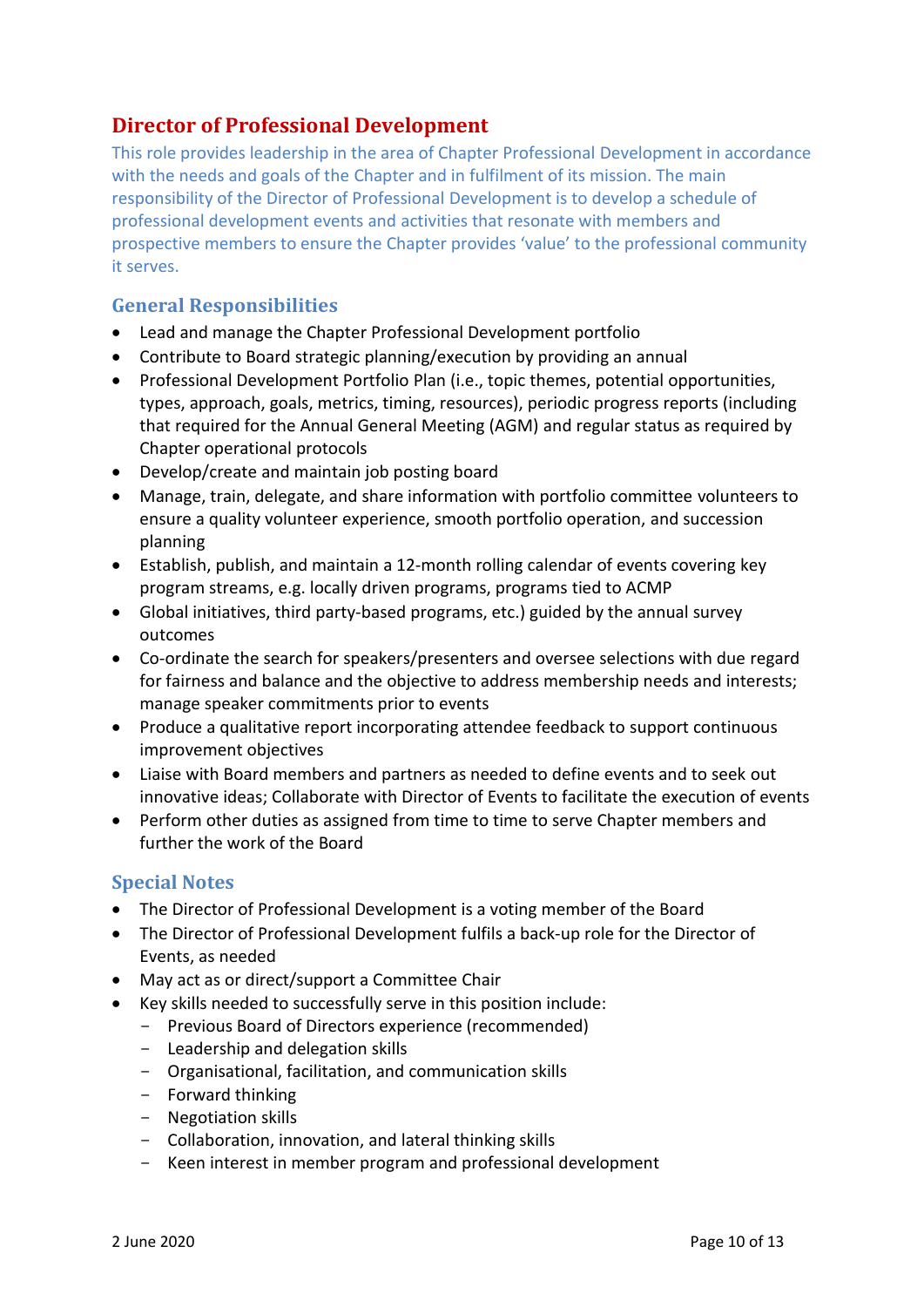## Director of Professional Development

This role provides leadership in the area of Chapter Professional Development in accordance with the needs and goals of the Chapter and in fulfilment of its mission. The main responsibility of the Director of Professional Development is to develop a schedule of professional development events and activities that resonate with members and prospective members to ensure the Chapter provides 'value' to the professional community it serves.

### General Responsibilities

- Lead and manage the Chapter Professional Development portfolio
- Contribute to Board strategic planning/execution by providing an annual
- Professional Development Portfolio Plan (i.e., topic themes, potential opportunities, types, approach, goals, metrics, timing, resources), periodic progress reports (including that required for the Annual General Meeting (AGM) and regular status as required by Chapter operational protocols
- Develop/create and maintain job posting board
- Manage, train, delegate, and share information with portfolio committee volunteers to ensure a quality volunteer experience, smooth portfolio operation, and succession planning
- Establish, publish, and maintain a 12-month rolling calendar of events covering key program streams, e.g. locally driven programs, programs tied to ACMP
- Global initiatives, third party-based programs, etc.) guided by the annual survey outcomes
- Co-ordinate the search for speakers/presenters and oversee selections with due regard for fairness and balance and the objective to address membership needs and interests; manage speaker commitments prior to events
- Produce a qualitative report incorporating attendee feedback to support continuous improvement objectives
- Liaise with Board members and partners as needed to define events and to seek out innovative ideas; Collaborate with Director of Events to facilitate the execution of events
- Perform other duties as assigned from time to time to serve Chapter members and further the work of the Board

### Special Notes

- The Director of Professional Development is a voting member of the Board
- The Director of Professional Development fulfils a back-up role for the Director of Events, as needed
- May act as or direct/support a Committee Chair
- Key skills needed to successfully serve in this position include:
  - Previous Board of Directors experience (recommended)
  - Leadership and delegation skills
  - Organisational, facilitation, and communication skills
  - Forward thinking
  - Negotiation skills
  - Collaboration, innovation, and lateral thinking skills
  - Keen interest in member program and professional development

2 June 2020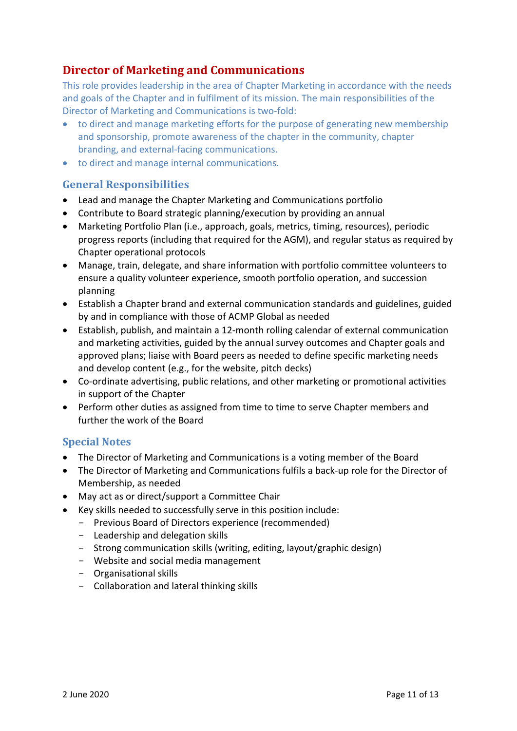## Director of Marketing and Communications

This role provides leadership in the area of Chapter Marketing in accordance with the needs and goals of the Chapter and in fulfilment of its mission. The main responsibilities of the Director of Marketing and Communications is two-fold:

- to direct and manage marketing efforts for the purpose of generating new membership and sponsorship, promote awareness of the chapter in the community, chapter branding, and external-facing communications.
- to direct and manage internal communications.

### General Responsibilities

- Lead and manage the Chapter Marketing and Communications portfolio
- Contribute to Board strategic planning/execution by providing an annual
- Marketing Portfolio Plan (i.e., approach, goals, metrics, timing, resources), periodic progress reports (including that required for the AGM), and regular status as required by Chapter operational protocols
- Manage, train, delegate, and share information with portfolio committee volunteers to ensure a quality volunteer experience, smooth portfolio operation, and succession planning
- Establish a Chapter brand and external communication standards and guidelines, guided by and in compliance with those of ACMP Global as needed
- Establish, publish, and maintain a 12-month rolling calendar of external communication and marketing activities, guided by the annual survey outcomes and Chapter goals and approved plans; liaise with Board peers as needed to define specific marketing needs and develop content (e.g., for the website, pitch decks)
- Co-ordinate advertising, public relations, and other marketing or promotional activities in support of the Chapter
- Perform other duties as assigned from time to time to serve Chapter members and further the work of the Board

### Special Notes

- The Director of Marketing and Communications is a voting member of the Board
- The Director of Marketing and Communications fulfils a back-up role for the Director of Membership, as needed
- May act as or direct/support a Committee Chair
- Key skills needed to successfully serve in this position include:
  - Previous Board of Directors experience (recommended)
  - Leadership and delegation skills
  - Strong communication skills (writing, editing, layout/graphic design)
  - Website and social media management
  - Organisational skills
  - Collaboration and lateral thinking skills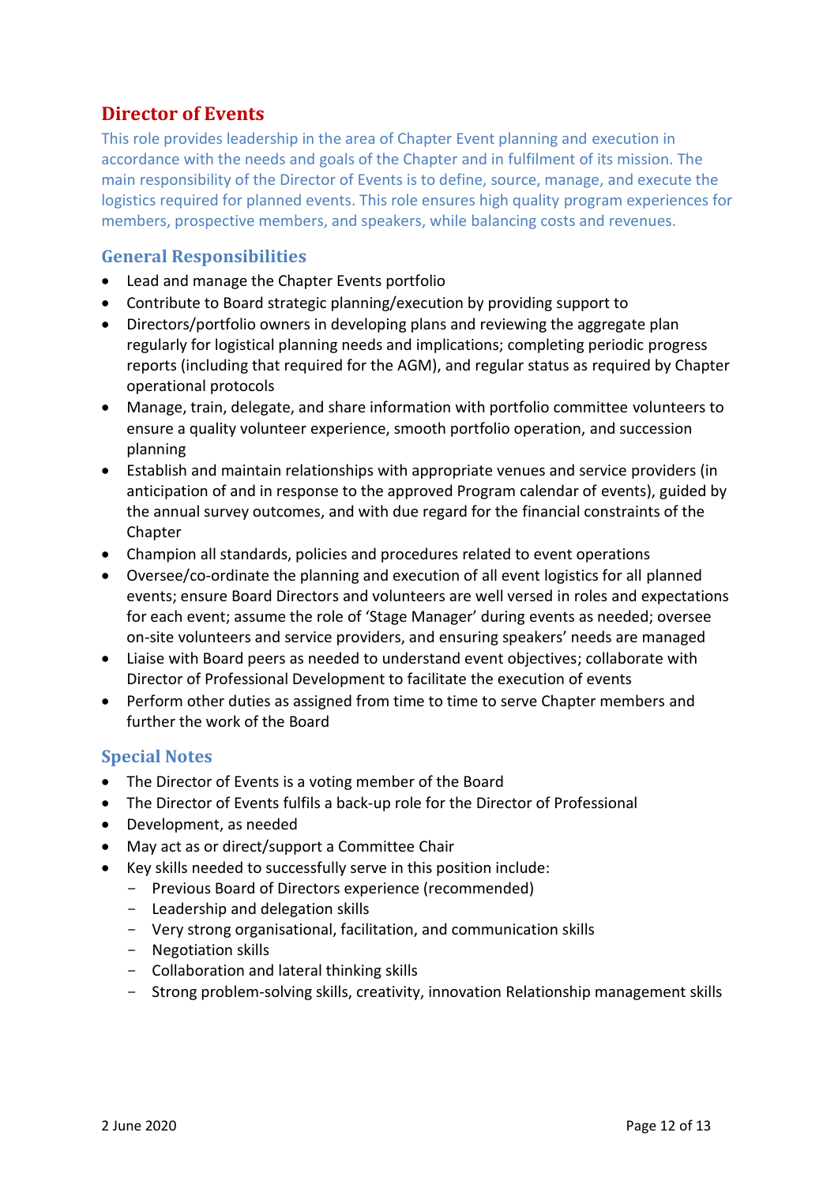## Director of Events

This role provides leadership in the area of Chapter Event planning and execution in accordance with the needs and goals of the Chapter and in fulfilment of its mission. The main responsibility of the Director of Events is to define, source, manage, and execute the logistics required for planned events. This role ensures high quality program experiences for members, prospective members, and speakers, while balancing costs and revenues.

### General Responsibilities

- Lead and manage the Chapter Events portfolio
- Contribute to Board strategic planning/execution by providing support to
- Directors/portfolio owners in developing plans and reviewing the aggregate plan regularly for logistical planning needs and implications; completing periodic progress reports (including that required for the AGM), and regular status as required by Chapter operational protocols
- Manage, train, delegate, and share information with portfolio committee volunteers to ensure a quality volunteer experience, smooth portfolio operation, and succession planning
- Establish and maintain relationships with appropriate venues and service providers (in anticipation of and in response to the approved Program calendar of events), guided by the annual survey outcomes, and with due regard for the financial constraints of the Chapter
- Champion all standards, policies and procedures related to event operations
- Oversee/co-ordinate the planning and execution of all event logistics for all planned events; ensure Board Directors and volunteers are well versed in roles and expectations for each event; assume the role of 'Stage Manager' during events as needed; oversee on-site volunteers and service providers, and ensuring speakers' needs are managed
- Liaise with Board peers as needed to understand event objectives; collaborate with Director of Professional Development to facilitate the execution of events
- Perform other duties as assigned from time to time to serve Chapter members and further the work of the Board

### Special Notes

- The Director of Events is a voting member of the Board
- The Director of Events fulfils a back-up role for the Director of Professional
- Development, as needed
- May act as or direct/support a Committee Chair
- Key skills needed to successfully serve in this position include:
  - Previous Board of Directors experience (recommended)
  - Leadership and delegation skills
  - Very strong organisational, facilitation, and communication skills
  - Negotiation skills
  - Collaboration and lateral thinking skills
  - Strong problem-solving skills, creativity, innovation Relationship management skills

2 June 2020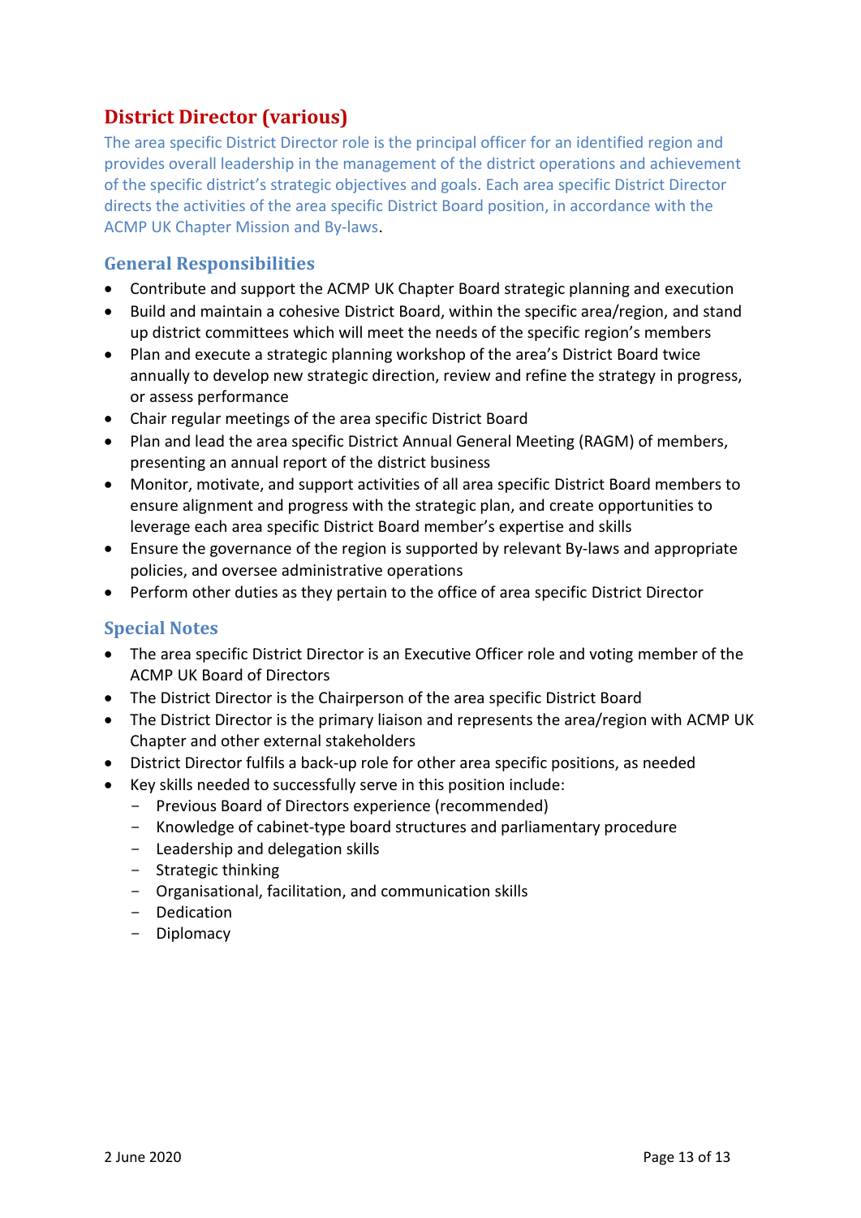## District Director (various)

The area specific District Director role is the principal officer for an identified region and provides overall leadership in the management of the district operations and achievement of the specific district's strategic objectives and goals. Each area specific District Director directs the activities of the area specific District Board position, in accordance with the ACMP UK Chapter Mission and By-laws.

### General Responsibilities

- Contribute and support the ACMP UK Chapter Board strategic planning and execution
- Build and maintain a cohesive District Board, within the specific area/region, and stand up district committees which will meet the needs of the specific region's members
- Plan and execute a strategic planning workshop of the area's District Board twice annually to develop new strategic direction, review and refine the strategy in progress, or assess performance
- Chair regular meetings of the area specific District Board
- Plan and lead the area specific District Annual General Meeting (RAGM) of members, presenting an annual report of the district business
- Monitor, motivate, and support activities of all area specific District Board members to ensure alignment and progress with the strategic plan, and create opportunities to leverage each area specific District Board member's expertise and skills
- Ensure the governance of the region is supported by relevant By-laws and appropriate policies, and oversee administrative operations
- Perform other duties as they pertain to the office of area specific District Director

### Special Notes

- The area specific District Director is an Executive Officer role and voting member of the ACMP UK Board of Directors
- The District Director is the Chairperson of the area specific District Board
- The District Director is the primary liaison and represents the area/region with ACMP UK Chapter and other external stakeholders
- District Director fulfils a back-up role for other area specific positions, as needed
- Key skills needed to successfully serve in this position include:
  - Previous Board of Directors experience (recommended)
  - Knowledge of cabinet-type board structures and parliamentary procedure
  - Leadership and delegation skills
  - Strategic thinking
  - Organisational, facilitation, and communication skills
  - Dedication
  - Diplomacy

2 June 2020